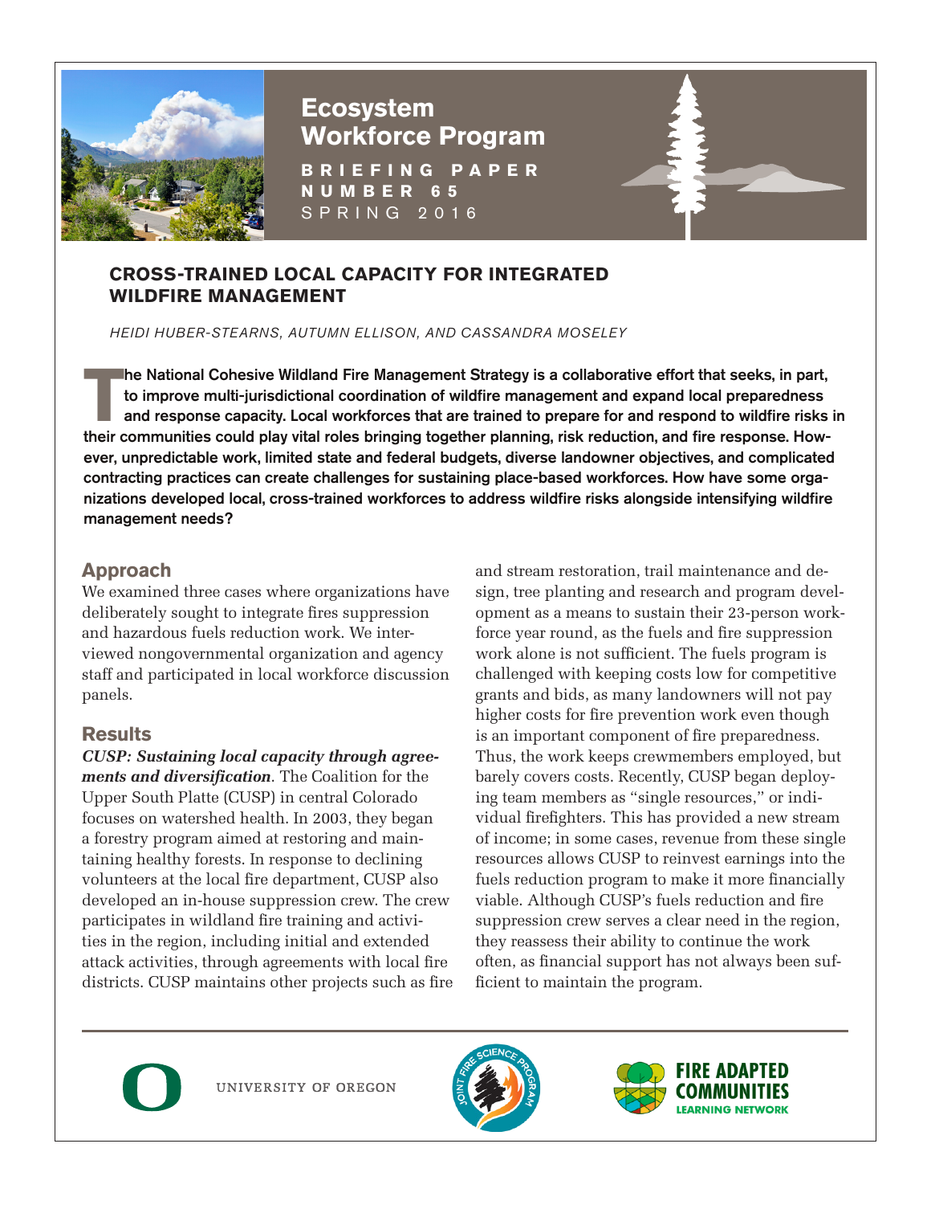# Ecosystem Workforce Program

**BRIEFING PAPER NUMBER 65**
SPRING 2016

## CROSS-TRAINED LOCAL CAPACITY FOR INTEGRATED WILDFIRE MANAGEMENT

*HEIDI HUBER-STEARNS, AUTUMN ELLISON, AND CASSANDRA MOSELEY*

**The National Cohesive Wildland Fire Management Strategy is a collaborative effort that seeks, in part, to improve multi-jurisdictional coordination of wildfire management and expand local preparedness and response capacity. Local workforces that are trained to prepare for and respond to wildfire risks in their communities could play vital roles bringing together planning, risk reduction, and fire response. However, unpredictable work, limited state and federal budgets, diverse landowner objectives, and complicated contracting practices can create challenges for sustaining place-based workforces. How have some organizations developed local, cross-trained workforces to address wildfire risks alongside intensifying wildfire management needs?**

## Approach

We examined three cases where organizations have deliberately sought to integrate fires suppression and hazardous fuels reduction work. We interviewed nongovernmental organization and agency staff and participated in local workforce discussion panels.

## Results

***CUSP: Sustaining local capacity through agreements and diversification***. The Coalition for the Upper South Platte (CUSP) in central Colorado focuses on watershed health. In 2003, they began a forestry program aimed at restoring and maintaining healthy forests. In response to declining volunteers at the local fire department, CUSP also developed an in-house suppression crew. The crew participates in wildland fire training and activities in the region, including initial and extended attack activities, through agreements with local fire districts. CUSP maintains other projects such as fire and stream restoration, trail maintenance and design, tree planting and research and program development as a means to sustain their 23-person workforce year round, as the fuels and fire suppression work alone is not sufficient. The fuels program is challenged with keeping costs low for competitive grants and bids, as many landowners will not pay higher costs for fire prevention work even though is an important component of fire preparedness. Thus, the work keeps crewmembers employed, but barely covers costs. Recently, CUSP began deploying team members as "single resources," or individual firefighters. This has provided a new stream of income; in some cases, revenue from these single resources allows CUSP to reinvest earnings into the fuels reduction program to make it more financially viable. Although CUSP's fuels reduction and fire suppression crew serves a clear need in the region, they reassess their ability to continue the work often, as financial support has not always been sufficient to maintain the program.

UNIVERSITY OF OREGON

JOINT FIRE SCIENCE PROGRAM

FIRE ADAPTED COMMUNITIES LEARNING NETWORK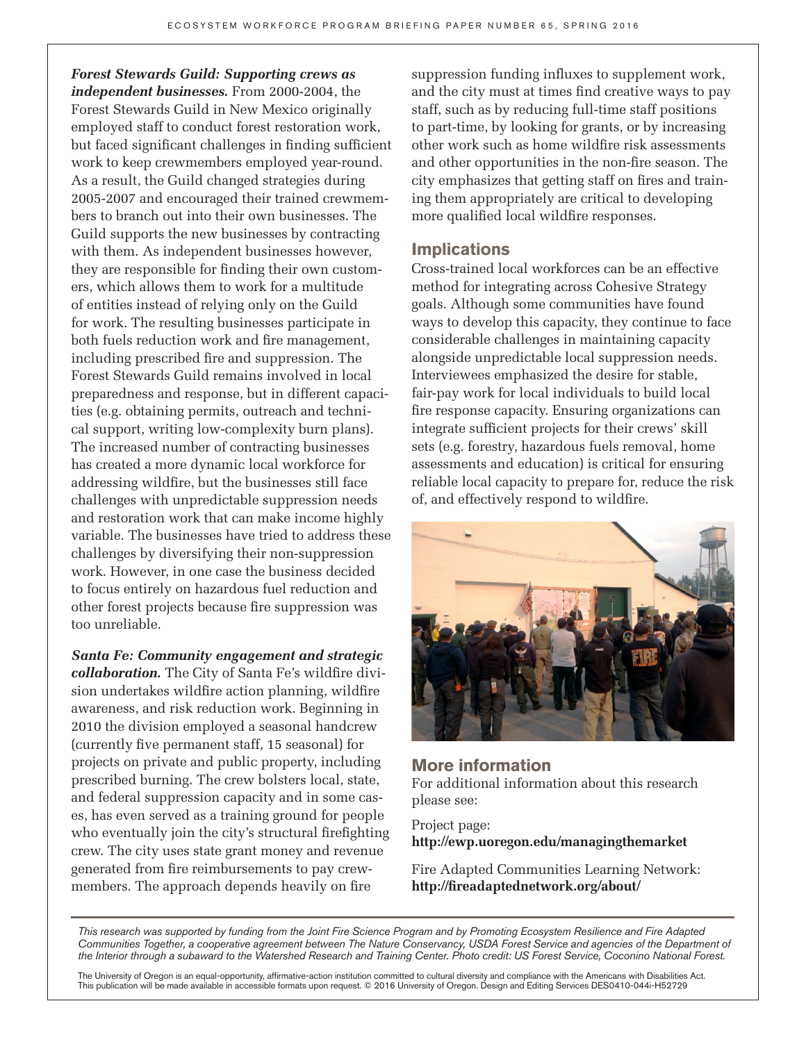***Forest Stewards Guild: Supporting crews as independent businesses.*** From 2000-2004, the Forest Stewards Guild in New Mexico originally employed staff to conduct forest restoration work, but faced significant challenges in finding sufficient work to keep crewmembers employed year-round. As a result, the Guild changed strategies during 2005-2007 and encouraged their trained crewmembers to branch out into their own businesses. The Guild supports the new businesses by contracting with them. As independent businesses however, they are responsible for finding their own customers, which allows them to work for a multitude of entities instead of relying only on the Guild for work. The resulting businesses participate in both fuels reduction work and fire management, including prescribed fire and suppression. The Forest Stewards Guild remains involved in local preparedness and response, but in different capacities (e.g. obtaining permits, outreach and technical support, writing low-complexity burn plans). The increased number of contracting businesses has created a more dynamic local workforce for addressing wildfire, but the businesses still face challenges with unpredictable suppression needs and restoration work that can make income highly variable. The businesses have tried to address these challenges by diversifying their non-suppression work. However, in one case the business decided to focus entirely on hazardous fuel reduction and other forest projects because fire suppression was too unreliable.

***Santa Fe: Community engagement and strategic collaboration.*** The City of Santa Fe's wildfire division undertakes wildfire action planning, wildfire awareness, and risk reduction work. Beginning in 2010 the division employed a seasonal handcrew (currently five permanent staff, 15 seasonal) for projects on private and public property, including prescribed burning. The crew bolsters local, state, and federal suppression capacity and in some cases, has even served as a training ground for people who eventually join the city's structural firefighting crew. The city uses state grant money and revenue generated from fire reimbursements to pay crewmembers. The approach depends heavily on fire suppression funding influxes to supplement work, and the city must at times find creative ways to pay staff, such as by reducing full-time staff positions to part-time, by looking for grants, or by increasing other work such as home wildfire risk assessments and other opportunities in the non-fire season. The city emphasizes that getting staff on fires and training them appropriately are critical to developing more qualified local wildfire responses.

## Implications

Cross-trained local workforces can be an effective method for integrating across Cohesive Strategy goals. Although some communities have found ways to develop this capacity, they continue to face considerable challenges in maintaining capacity alongside unpredictable local suppression needs. Interviewees emphasized the desire for stable, fair-pay work for local individuals to build local fire response capacity. Ensuring organizations can integrate sufficient projects for their crews' skill sets (e.g. forestry, hazardous fuels removal, home assessments and education) is critical for ensuring reliable local capacity to prepare for, reduce the risk of, and effectively respond to wildfire.

## More information

For additional information about this research please see:

Project page:
**http://ewp.uoregon.edu/managingthemarket**

Fire Adapted Communities Learning Network:
**http://fireadaptednetwork.org/about/**

*This research was supported by funding from the Joint Fire Science Program and by Promoting Ecosystem Resilience and Fire Adapted Communities Together, a cooperative agreement between The Nature Conservancy, USDA Forest Service and agencies of the Department of the Interior through a subaward to the Watershed Research and Training Center. Photo credit: US Forest Service, Coconino National Forest.*

The University of Oregon is an equal-opportunity, affirmative-action institution committed to cultural diversity and compliance with the Americans with Disabilities Act. This publication will be made available in accessible formats upon request. © 2016 University of Oregon. Design and Editing Services DES0410-044i-H52729